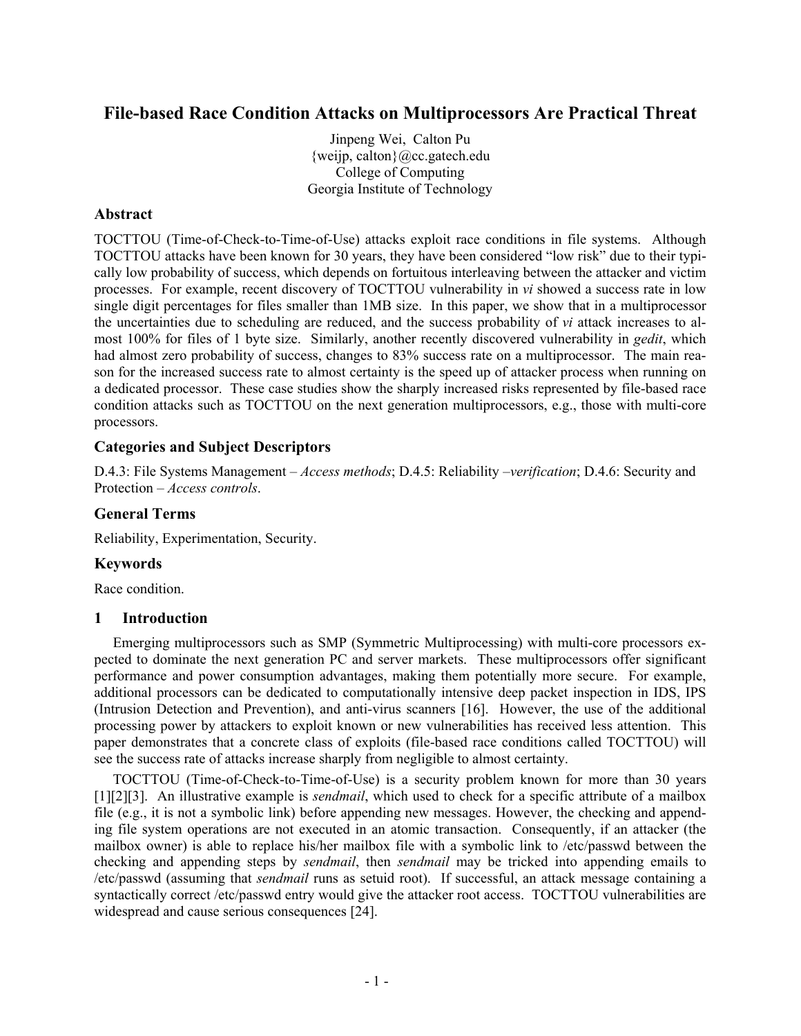# File-based Race Condition Attacks on Multiprocessors Are Practical Threat

Jinpeng Wei, Calton Pu
{weijp, calton}@cc.gatech.edu
College of Computing
Georgia Institute of Technology

## Abstract

TOCTTOU (Time-of-Check-to-Time-of-Use) attacks exploit race conditions in file systems. Although TOCTTOU attacks have been known for 30 years, they have been considered "low risk" due to their typically low probability of success, which depends on fortuitous interleaving between the attacker and victim processes. For example, recent discovery of TOCTTOU vulnerability in *vi* showed a success rate in low single digit percentages for files smaller than 1MB size. In this paper, we show that in a multiprocessor the uncertainties due to scheduling are reduced, and the success probability of *vi* attack increases to almost 100% for files of 1 byte size. Similarly, another recently discovered vulnerability in *gedit*, which had almost zero probability of success, changes to 83% success rate on a multiprocessor. The main reason for the increased success rate to almost certainty is the speed up of attacker process when running on a dedicated processor. These case studies show the sharply increased risks represented by file-based race condition attacks such as TOCTTOU on the next generation multiprocessors, e.g., those with multi-core processors.

## Categories and Subject Descriptors

D.4.3: File Systems Management – *Access methods*; D.4.5: Reliability –*verification*; D.4.6: Security and Protection – *Access controls*.

## General Terms

Reliability, Experimentation, Security.

## Keywords

Race condition.

## 1 Introduction

Emerging multiprocessors such as SMP (Symmetric Multiprocessing) with multi-core processors expected to dominate the next generation PC and server markets. These multiprocessors offer significant performance and power consumption advantages, making them potentially more secure. For example, additional processors can be dedicated to computationally intensive deep packet inspection in IDS, IPS (Intrusion Detection and Prevention), and anti-virus scanners [16]. However, the use of the additional processing power by attackers to exploit known or new vulnerabilities has received less attention. This paper demonstrates that a concrete class of exploits (file-based race conditions called TOCTTOU) will see the success rate of attacks increase sharply from negligible to almost certainty.

TOCTTOU (Time-of-Check-to-Time-of-Use) is a security problem known for more than 30 years [1][2][3]. An illustrative example is *sendmail*, which used to check for a specific attribute of a mailbox file (e.g., it is not a symbolic link) before appending new messages. However, the checking and appending file system operations are not executed in an atomic transaction. Consequently, if an attacker (the mailbox owner) is able to replace his/her mailbox file with a symbolic link to /etc/passwd between the checking and appending steps by *sendmail*, then *sendmail* may be tricked into appending emails to /etc/passwd (assuming that *sendmail* runs as setuid root). If successful, an attack message containing a syntactically correct /etc/passwd entry would give the attacker root access. TOCTTOU vulnerabilities are widespread and cause serious consequences [24].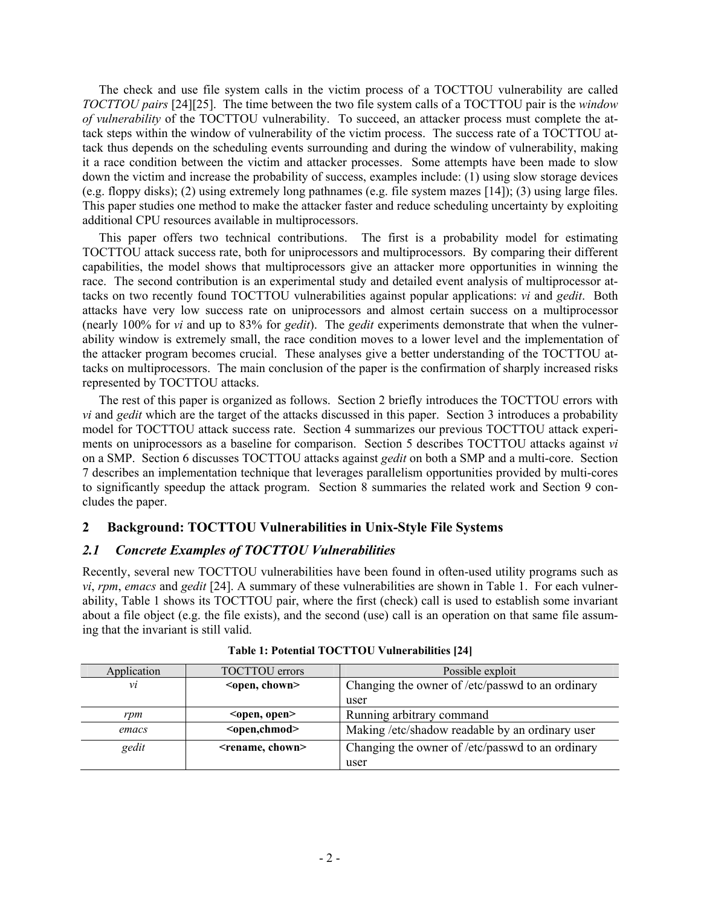The check and use file system calls in the victim process of a TOCTTOU vulnerability are called *TOCTTOU pairs* [24][25]. The time between the two file system calls of a TOCTTOU pair is the *window of vulnerability* of the TOCTTOU vulnerability. To succeed, an attacker process must complete the attack steps within the window of vulnerability of the victim process. The success rate of a TOCTTOU attack thus depends on the scheduling events surrounding and during the window of vulnerability, making it a race condition between the victim and attacker processes. Some attempts have been made to slow down the victim and increase the probability of success, examples include: (1) using slow storage devices (e.g. floppy disks); (2) using extremely long pathnames (e.g. file system mazes [14]); (3) using large files. This paper studies one method to make the attacker faster and reduce scheduling uncertainty by exploiting additional CPU resources available in multiprocessors.

This paper offers two technical contributions. The first is a probability model for estimating TOCTTOU attack success rate, both for uniprocessors and multiprocessors. By comparing their different capabilities, the model shows that multiprocessors give an attacker more opportunities in winning the race. The second contribution is an experimental study and detailed event analysis of multiprocessor attacks on two recently found TOCTTOU vulnerabilities against popular applications: *vi* and *gedit*. Both attacks have very low success rate on uniprocessors and almost certain success on a multiprocessor (nearly 100% for *vi* and up to 83% for *gedit*). The *gedit* experiments demonstrate that when the vulnerability window is extremely small, the race condition moves to a lower level and the implementation of the attacker program becomes crucial. These analyses give a better understanding of the TOCTTOU attacks on multiprocessors. The main conclusion of the paper is the confirmation of sharply increased risks represented by TOCTTOU attacks.

The rest of this paper is organized as follows. Section 2 briefly introduces the TOCTTOU errors with *vi* and *gedit* which are the target of the attacks discussed in this paper. Section 3 introduces a probability model for TOCTTOU attack success rate. Section 4 summarizes our previous TOCTTOU attack experiments on uniprocessors as a baseline for comparison. Section 5 describes TOCTTOU attacks against *vi* on a SMP. Section 6 discusses TOCTTOU attacks against *gedit* on both a SMP and a multi-core. Section 7 describes an implementation technique that leverages parallelism opportunities provided by multi-cores to significantly speedup the attack program. Section 8 summaries the related work and Section 9 concludes the paper.

## 2 Background: TOCTTOU Vulnerabilities in Unix-Style File Systems

### *2.1 Concrete Examples of TOCTTOU Vulnerabilities*

Recently, several new TOCTTOU vulnerabilities have been found in often-used utility programs such as *vi*, *rpm*, *emacs* and *gedit* [24]. A summary of these vulnerabilities are shown in Table 1. For each vulnerability, Table 1 shows its TOCTTOU pair, where the first (check) call is used to establish some invariant about a file object (e.g. the file exists), and the second (use) call is an operation on that same file assuming that the invariant is still valid.

**Table 1: Potential TOCTTOU Vulnerabilities [24]**

| Application | TOCTTOU errors | Possible exploit |
|---|---|---|
| *vi* | **<open, chown>** | Changing the owner of /etc/passwd to an ordinary user |
| *rpm* | **<open, open>** | Running arbitrary command |
| *emacs* | **<open,chmod>** | Making /etc/shadow readable by an ordinary user |
| *gedit* | **<rename, chown>** | Changing the owner of /etc/passwd to an ordinary user |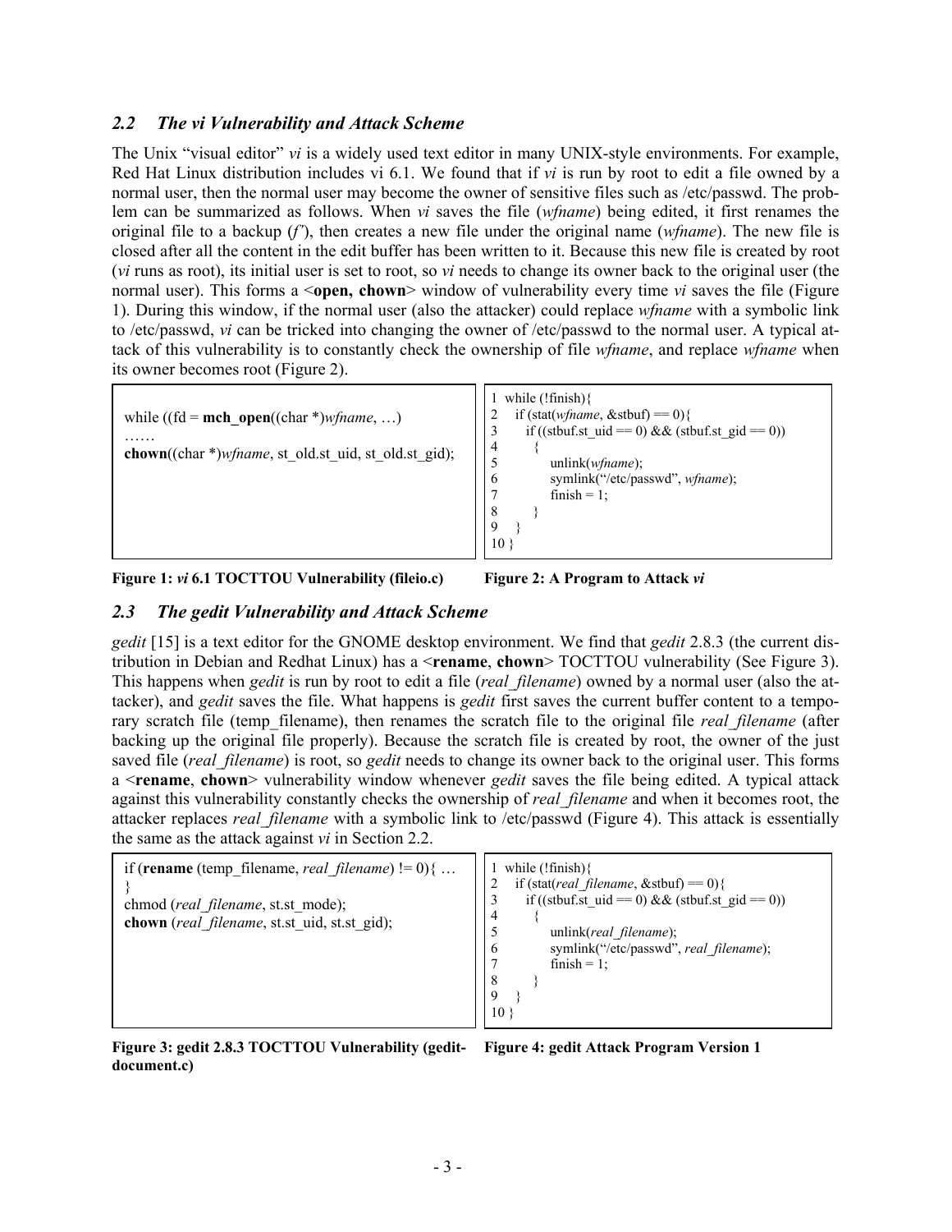### 2.2 The vi Vulnerability and Attack Scheme

The Unix "visual editor" *vi* is a widely used text editor in many UNIX-style environments. For example, Red Hat Linux distribution includes vi 6.1. We found that if *vi* is run by root to edit a file owned by a normal user, then the normal user may become the owner of sensitive files such as /etc/passwd. The problem can be summarized as follows. When *vi* saves the file (*wfname*) being edited, it first renames the original file to a backup (*f'*), then creates a new file under the original name (*wfname*). The new file is closed after all the content in the edit buffer has been written to it. Because this new file is created by root (*vi* runs as root), its initial user is set to root, so *vi* needs to change its owner back to the original user (the normal user). This forms a <**open, chown**> window of vulnerability every time *vi* saves the file (Figure 1). During this window, if the normal user (also the attacker) could replace *wfname* with a symbolic link to /etc/passwd, *vi* can be tricked into changing the owner of /etc/passwd to the normal user. A typical attack of this vulnerability is to constantly check the ownership of file *wfname*, and replace *wfname* when its owner becomes root (Figure 2).

```
while ((fd = mch_open((char *)wfname, …)
……
chown((char *)wfname, st_old.st_uid, st_old.st_gid);
```

**Figure 1: *vi* 6.1 TOCTTOU Vulnerability (fileio.c)**

```
1  while (!finish){
2    if (stat(wfname, &stbuf) == 0){
3      if ((stbuf.st_uid == 0) && (stbuf.st_gid == 0))
4      {
5          unlink(wfname);
6          symlink("/etc/passwd", wfname);
7          finish = 1;
8      }
9    }
10 }
```

**Figure 2: A Program to Attack *vi***

### 2.3 The gedit Vulnerability and Attack Scheme

*gedit* [15] is a text editor for the GNOME desktop environment. We find that *gedit* 2.8.3 (the current distribution in Debian and Redhat Linux) has a <**rename**, **chown**> TOCTTOU vulnerability (See Figure 3). This happens when *gedit* is run by root to edit a file (*real_filename*) owned by a normal user (also the attacker), and *gedit* saves the file. What happens is *gedit* first saves the current buffer content to a temporary scratch file (temp_filename), then renames the scratch file to the original file *real_filename* (after backing up the original file properly). Because the scratch file is created by root, the owner of the just saved file (*real_filename*) is root, so *gedit* needs to change its owner back to the original user. This forms a <**rename**, **chown**> vulnerability window whenever *gedit* saves the file being edited. A typical attack against this vulnerability constantly checks the ownership of *real_filename* and when it becomes root, the attacker replaces *real_filename* with a symbolic link to /etc/passwd (Figure 4). This attack is essentially the same as the attack against *vi* in Section 2.2.

```
if (rename (temp_filename, real_filename) != 0){ …
}
chmod (real_filename, st.st_mode);
chown (real_filename, st.st_uid, st.st_gid);
```

**Figure 3: gedit 2.8.3 TOCTTOU Vulnerability (gedit-document.c)**

```
1  while (!finish){
2    if (stat(real_filename, &stbuf) == 0){
3      if ((stbuf.st_uid == 0) && (stbuf.st_gid == 0))
4      {
5          unlink(real_filename);
6          symlink("/etc/passwd", real_filename);
7          finish = 1;
8      }
9    }
10 }
```

**Figure 4: gedit Attack Program Version 1**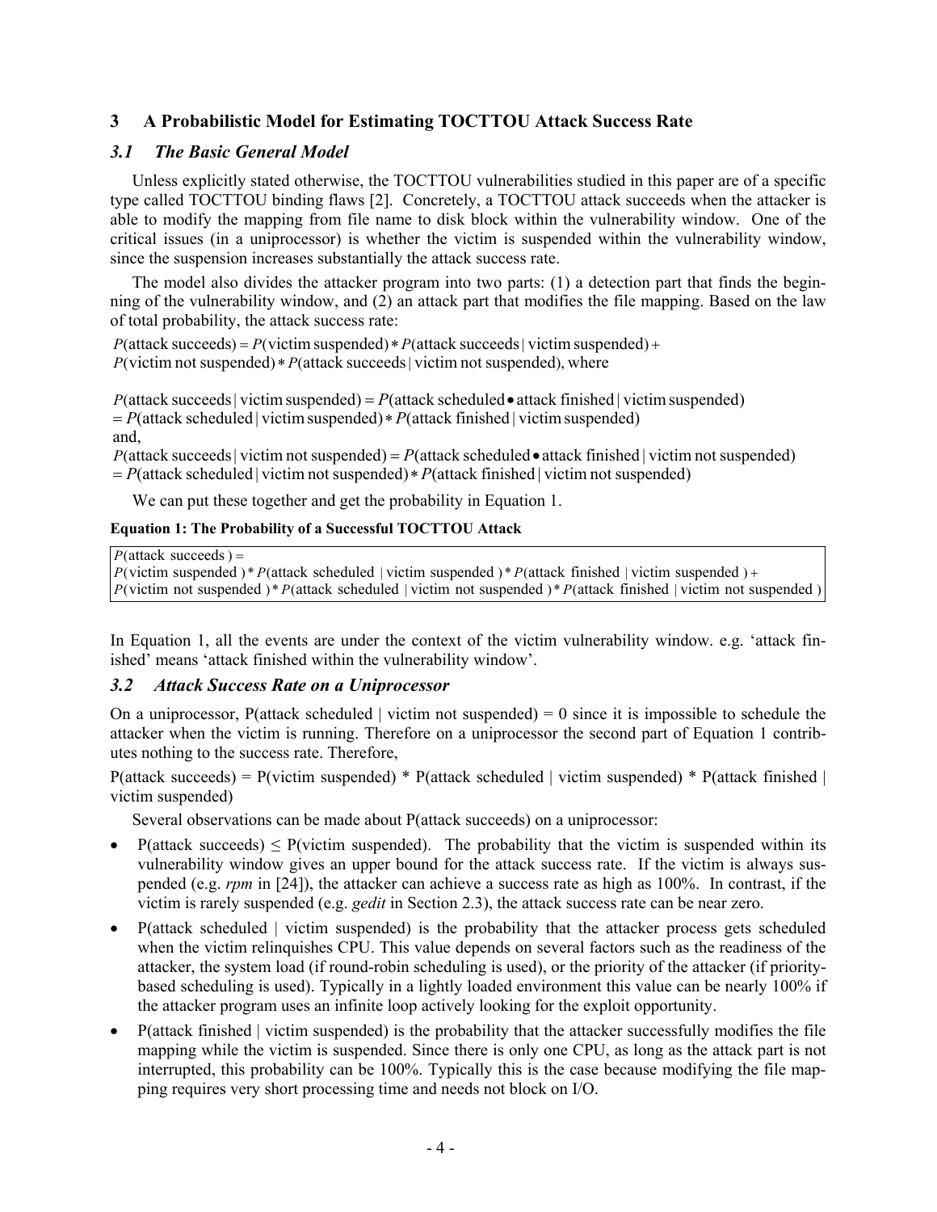## 3 A Probabilistic Model for Estimating TOCTTOU Attack Success Rate

### *3.1 The Basic General Model*

Unless explicitly stated otherwise, the TOCTTOU vulnerabilities studied in this paper are of a specific type called TOCTTOU binding flaws [2]. Concretely, a TOCTTOU attack succeeds when the attacker is able to modify the mapping from file name to disk block within the vulnerability window. One of the critical issues (in a uniprocessor) is whether the victim is suspended within the vulnerability window, since the suspension increases substantially the attack success rate.

The model also divides the attacker program into two parts: (1) a detection part that finds the beginning of the vulnerability window, and (2) an attack part that modifies the file mapping. Based on the law of total probability, the attack success rate:

$$P(\text{attack succeeds}) = P(\text{victim suspended}) * P(\text{attack succeeds} \mid \text{victim suspended}) + P(\text{victim not suspended}) * P(\text{attack succeeds} \mid \text{victim not suspended}), \text{ where}$$

$$P(\text{attack succeeds} \mid \text{victim suspended}) = P(\text{attack scheduled} \bullet \text{attack finished} \mid \text{victim suspended})$$
$$= P(\text{attack scheduled} \mid \text{victim suspended}) * P(\text{attack finished} \mid \text{victim suspended})$$

and,

$$P(\text{attack succeeds} \mid \text{victim not suspended}) = P(\text{attack scheduled} \bullet \text{attack finished} \mid \text{victim not suspended})$$
$$= P(\text{attack scheduled} \mid \text{victim not suspended}) * P(\text{attack finished} \mid \text{victim not suspended})$$

We can put these together and get the probability in Equation 1.

**Equation 1: The Probability of a Successful TOCTTOU Attack**

$$P(\text{attack succeeds}) = P(\text{victim suspended}) * P(\text{attack scheduled} \mid \text{victim suspended}) * P(\text{attack finished} \mid \text{victim suspended}) + P(\text{victim not suspended}) * P(\text{attack scheduled} \mid \text{victim not suspended}) * P(\text{attack finished} \mid \text{victim not suspended})$$

In Equation 1, all the events are under the context of the victim vulnerability window. e.g. 'attack finished' means 'attack finished within the vulnerability window'.

### *3.2 Attack Success Rate on a Uniprocessor*

On a uniprocessor, P(attack scheduled | victim not suspended) = 0 since it is impossible to schedule the attacker when the victim is running. Therefore on a uniprocessor the second part of Equation 1 contributes nothing to the success rate. Therefore,

P(attack succeeds) = P(victim suspended) * P(attack scheduled | victim suspended) * P(attack finished | victim suspended)

Several observations can be made about P(attack succeeds) on a uniprocessor:

- P(attack succeeds) ≤ P(victim suspended). The probability that the victim is suspended within its vulnerability window gives an upper bound for the attack success rate. If the victim is always suspended (e.g. *rpm* in [24]), the attacker can achieve a success rate as high as 100%. In contrast, if the victim is rarely suspended (e.g. *gedit* in Section 2.3), the attack success rate can be near zero.
- P(attack scheduled | victim suspended) is the probability that the attacker process gets scheduled when the victim relinquishes CPU. This value depends on several factors such as the readiness of the attacker, the system load (if round-robin scheduling is used), or the priority of the attacker (if priority-based scheduling is used). Typically in a lightly loaded environment this value can be nearly 100% if the attacker program uses an infinite loop actively looking for the exploit opportunity.
- P(attack finished | victim suspended) is the probability that the attacker successfully modifies the file mapping while the victim is suspended. Since there is only one CPU, as long as the attack part is not interrupted, this probability can be 100%. Typically this is the case because modifying the file mapping requires very short processing time and needs not block on I/O.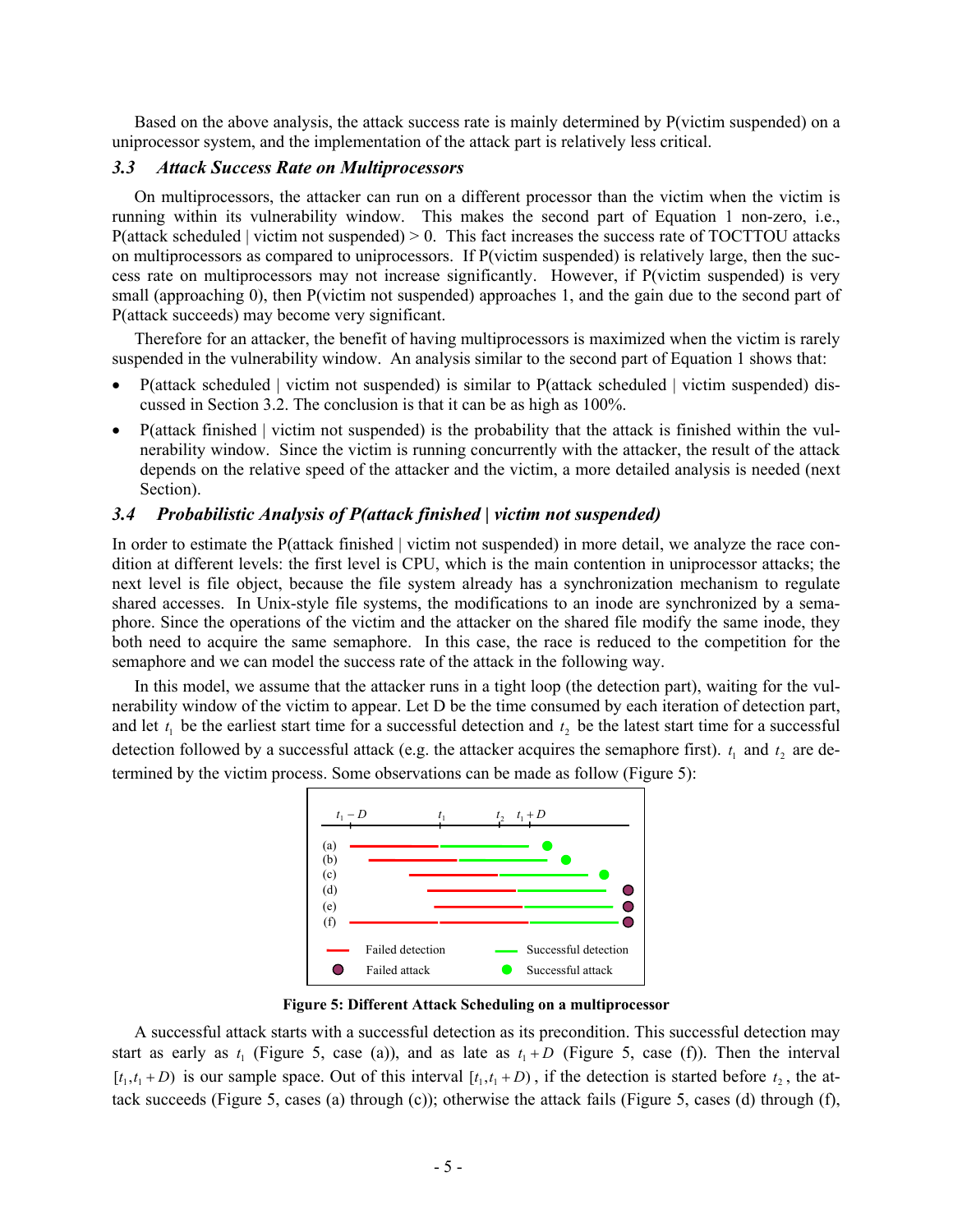Based on the above analysis, the attack success rate is mainly determined by P(victim suspended) on a uniprocessor system, and the implementation of the attack part is relatively less critical.

### *3.3 Attack Success Rate on Multiprocessors*

On multiprocessors, the attacker can run on a different processor than the victim when the victim is running within its vulnerability window. This makes the second part of Equation 1 non-zero, i.e., P(attack scheduled | victim not suspended) > 0. This fact increases the success rate of TOCTTOU attacks on multiprocessors as compared to uniprocessors. If P(victim suspended) is relatively large, then the success rate on multiprocessors may not increase significantly. However, if P(victim suspended) is very small (approaching 0), then P(victim not suspended) approaches 1, and the gain due to the second part of P(attack succeeds) may become very significant.

Therefore for an attacker, the benefit of having multiprocessors is maximized when the victim is rarely suspended in the vulnerability window. An analysis similar to the second part of Equation 1 shows that:

- P(attack scheduled | victim not suspended) is similar to P(attack scheduled | victim suspended) discussed in Section 3.2. The conclusion is that it can be as high as 100%.
- P(attack finished | victim not suspended) is the probability that the attack is finished within the vulnerability window. Since the victim is running concurrently with the attacker, the result of the attack depends on the relative speed of the attacker and the victim, a more detailed analysis is needed (next Section).

### *3.4 Probabilistic Analysis of P(attack finished | victim not suspended)*

In order to estimate the P(attack finished | victim not suspended) in more detail, we analyze the race condition at different levels: the first level is CPU, which is the main contention in uniprocessor attacks; the next level is file object, because the file system already has a synchronization mechanism to regulate shared accesses. In Unix-style file systems, the modifications to an inode are synchronized by a semaphore. Since the operations of the victim and the attacker on the shared file modify the same inode, they both need to acquire the same semaphore. In this case, the race is reduced to the competition for the semaphore and we can model the success rate of the attack in the following way.

In this model, we assume that the attacker runs in a tight loop (the detection part), waiting for the vulnerability window of the victim to appear. Let D be the time consumed by each iteration of detection part, and let $t_1$ be the earliest start time for a successful detection and $t_2$ be the latest start time for a successful detection followed by a successful attack (e.g. the attacker acquires the semaphore first). $t_1$ and $t_2$ are determined by the victim process. Some observations can be made as follow (Figure 5):

**Figure 5: Different Attack Scheduling on a multiprocessor**

A successful attack starts with a successful detection as its precondition. This successful detection may start as early as $t_1$ (Figure 5, case (a)), and as late as $t_1 + D$ (Figure 5, case (f)). Then the interval $[t_1, t_1 + D)$ is our sample space. Out of this interval $[t_1, t_1 + D)$, if the detection is started before $t_2$, the attack succeeds (Figure 5, cases (a) through (c)); otherwise the attack fails (Figure 5, cases (d) through (f),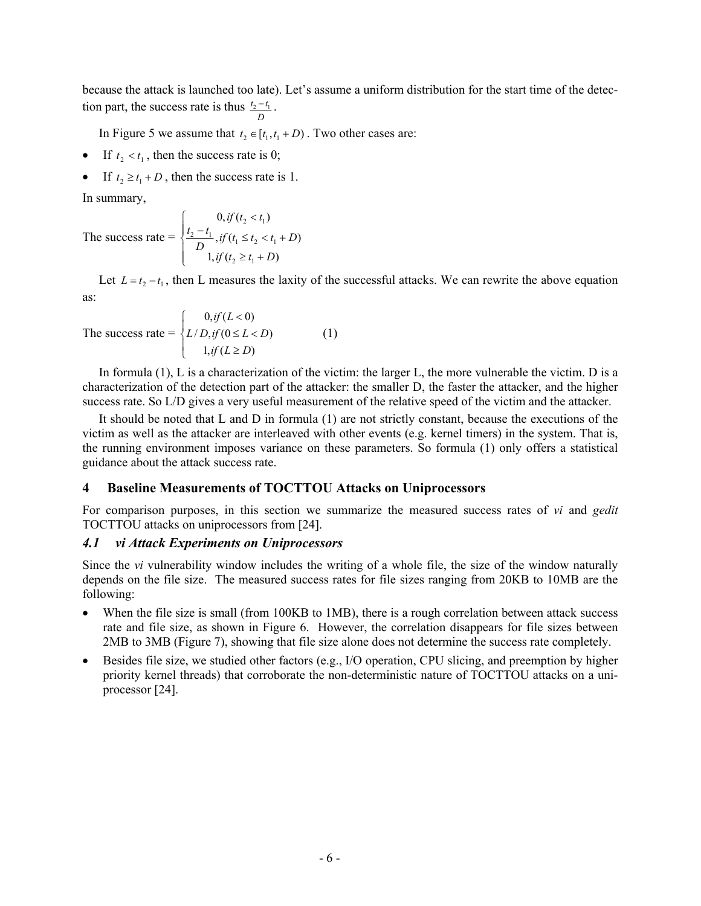because the attack is launched too late). Let's assume a uniform distribution for the start time of the detection part, the success rate is thus $\frac{t_2 - t_1}{D}$.

In Figure 5 we assume that $t_2 \in [t_1, t_1 + D)$. Two other cases are:

- If $t_2 < t_1$, then the success rate is 0;
- If $t_2 \geq t_1 + D$, then the success rate is 1.

In summary,

$$\text{The success rate} = \begin{cases} 0, if\,(t_2 < t_1) \\ \frac{t_2 - t_1}{D}, if\,(t_1 \leq t_2 < t_1 + D) \\ 1, if\,(t_2 \geq t_1 + D) \end{cases}$$

Let $L = t_2 - t_1$, then L measures the laxity of the successful attacks. We can rewrite the above equation as:

$$\text{The success rate} = \begin{cases} 0, if\,(L < 0) \\ L/D, if\,(0 \leq L < D) \\ 1, if\,(L \geq D) \end{cases} \qquad (1)$$

In formula (1), L is a characterization of the victim: the larger L, the more vulnerable the victim. D is a characterization of the detection part of the attacker: the smaller D, the faster the attacker, and the higher success rate. So L/D gives a very useful measurement of the relative speed of the victim and the attacker.

It should be noted that L and D in formula (1) are not strictly constant, because the executions of the victim as well as the attacker are interleaved with other events (e.g. kernel timers) in the system. That is, the running environment imposes variance on these parameters. So formula (1) only offers a statistical guidance about the attack success rate.

## 4 Baseline Measurements of TOCTTOU Attacks on Uniprocessors

For comparison purposes, in this section we summarize the measured success rates of *vi* and *gedit* TOCTTOU attacks on uniprocessors from [24].

### *4.1 vi Attack Experiments on Uniprocessors*

Since the *vi* vulnerability window includes the writing of a whole file, the size of the window naturally depends on the file size. The measured success rates for file sizes ranging from 20KB to 10MB are the following:

- When the file size is small (from 100KB to 1MB), there is a rough correlation between attack success rate and file size, as shown in Figure 6. However, the correlation disappears for file sizes between 2MB to 3MB (Figure 7), showing that file size alone does not determine the success rate completely.
- Besides file size, we studied other factors (e.g., I/O operation, CPU slicing, and preemption by higher priority kernel threads) that corroborate the non-deterministic nature of TOCTTOU attacks on a uniprocessor [24].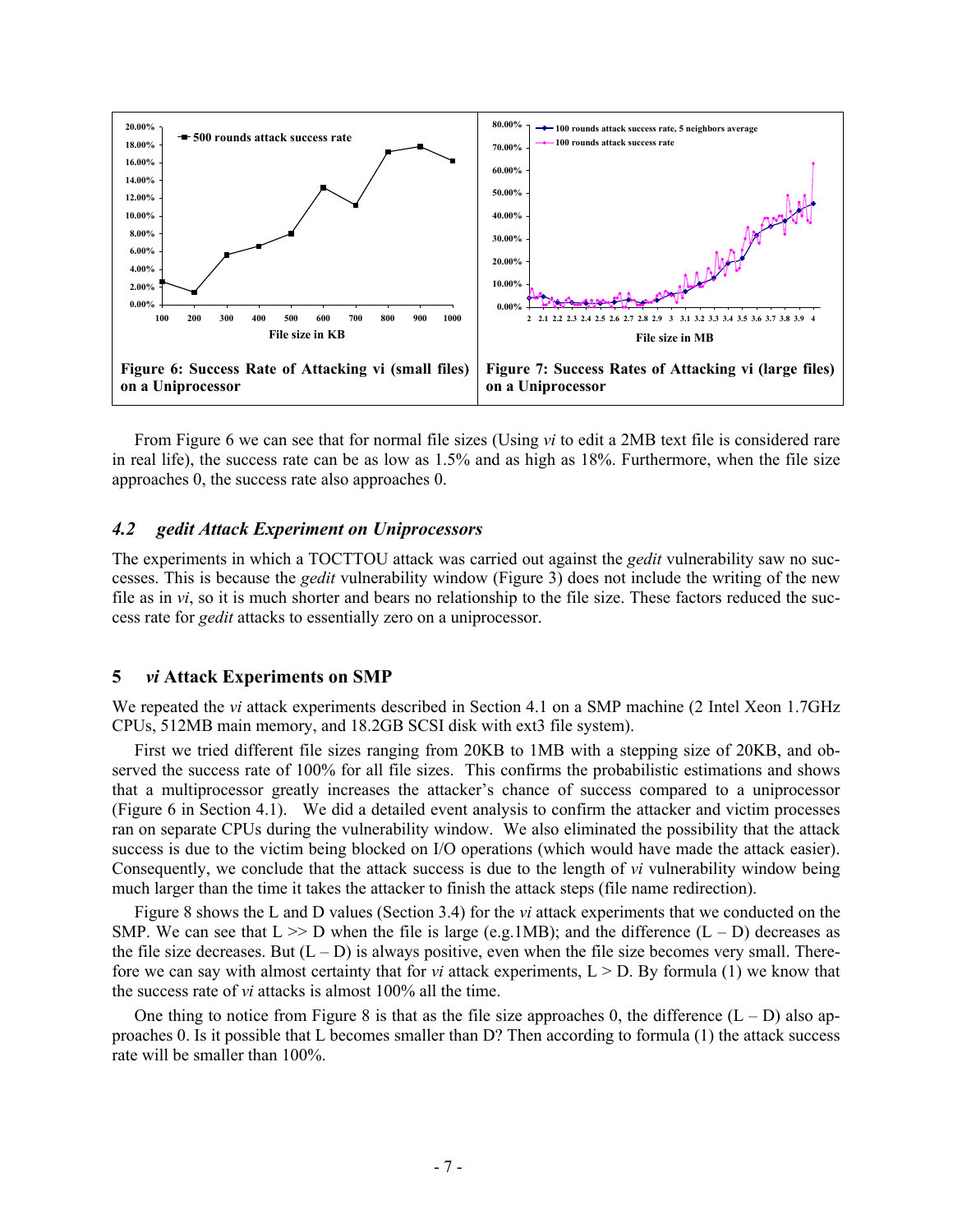Figure 6: Success Rate of Attacking vi (small files) on a Uniprocessor

Figure 7: Success Rates of Attacking vi (large files) on a Uniprocessor

From Figure 6 we can see that for normal file sizes (Using *vi* to edit a 2MB text file is considered rare in real life), the success rate can be as low as 1.5% and as high as 18%. Furthermore, when the file size approaches 0, the success rate also approaches 0.

### *4.2 gedit Attack Experiment on Uniprocessors*

The experiments in which a TOCTTOU attack was carried out against the *gedit* vulnerability saw no successes. This is because the *gedit* vulnerability window (Figure 3) does not include the writing of the new file as in *vi*, so it is much shorter and bears no relationship to the file size. These factors reduced the success rate for *gedit* attacks to essentially zero on a uniprocessor.

## 5 *vi* Attack Experiments on SMP

We repeated the *vi* attack experiments described in Section 4.1 on a SMP machine (2 Intel Xeon 1.7GHz CPUs, 512MB main memory, and 18.2GB SCSI disk with ext3 file system).

First we tried different file sizes ranging from 20KB to 1MB with a stepping size of 20KB, and observed the success rate of 100% for all file sizes. This confirms the probabilistic estimations and shows that a multiprocessor greatly increases the attacker's chance of success compared to a uniprocessor (Figure 6 in Section 4.1). We did a detailed event analysis to confirm the attacker and victim processes ran on separate CPUs during the vulnerability window. We also eliminated the possibility that the attack success is due to the victim being blocked on I/O operations (which would have made the attack easier). Consequently, we conclude that the attack success is due to the length of *vi* vulnerability window being much larger than the time it takes the attacker to finish the attack steps (file name redirection).

Figure 8 shows the L and D values (Section 3.4) for the *vi* attack experiments that we conducted on the SMP. We can see that $L >> D$ when the file is large (e.g.1MB); and the difference $(L – D)$ decreases as the file size decreases. But $(L – D)$ is always positive, even when the file size becomes very small. Therefore we can say with almost certainty that for *vi* attack experiments, $L > D$. By formula (1) we know that the success rate of *vi* attacks is almost 100% all the time.

One thing to notice from Figure 8 is that as the file size approaches 0, the difference $(L – D)$ also approaches 0. Is it possible that L becomes smaller than D? Then according to formula (1) the attack success rate will be smaller than 100%.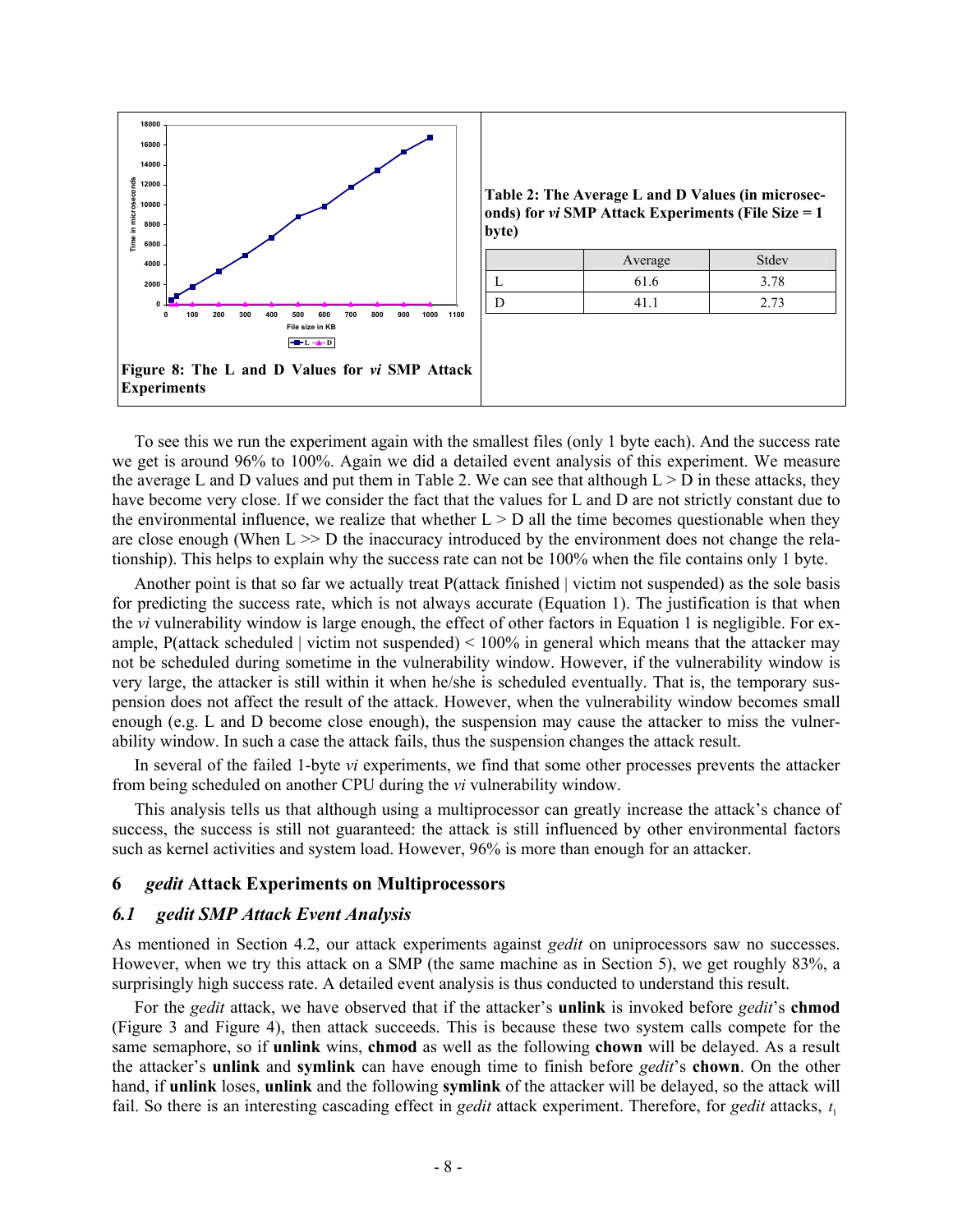Figure 8: The L and D Values for *vi* SMP Attack Experiments

**Table 2: The Average L and D Values (in microseconds) for *vi* SMP Attack Experiments (File Size = 1 byte)**

| | Average | Stdev |
|---|---|---|
| L | 61.6 | 3.78 |
| D | 41.1 | 2.73 |

To see this we run the experiment again with the smallest files (only 1 byte each). And the success rate we get is around 96% to 100%. Again we did a detailed event analysis of this experiment. We measure the average L and D values and put them in Table 2. We can see that although L > D in these attacks, they have become very close. If we consider the fact that the values for L and D are not strictly constant due to the environmental influence, we realize that whether L > D all the time becomes questionable when they are close enough (When L >> D the inaccuracy introduced by the environment does not change the relationship). This helps to explain why the success rate can not be 100% when the file contains only 1 byte.

Another point is that so far we actually treat P(attack finished | victim not suspended) as the sole basis for predicting the success rate, which is not always accurate (Equation 1). The justification is that when the *vi* vulnerability window is large enough, the effect of other factors in Equation 1 is negligible. For example, P(attack scheduled | victim not suspended) < 100% in general which means that the attacker may not be scheduled during sometime in the vulnerability window. However, if the vulnerability window is very large, the attacker is still within it when he/she is scheduled eventually. That is, the temporary suspension does not affect the result of the attack. However, when the vulnerability window becomes small enough (e.g. L and D become close enough), the suspension may cause the attacker to miss the vulnerability window. In such a case the attack fails, thus the suspension changes the attack result.

In several of the failed 1-byte *vi* experiments, we find that some other processes prevents the attacker from being scheduled on another CPU during the *vi* vulnerability window.

This analysis tells us that although using a multiprocessor can greatly increase the attack's chance of success, the success is still not guaranteed: the attack is still influenced by other environmental factors such as kernel activities and system load. However, 96% is more than enough for an attacker.

## 6 *gedit* Attack Experiments on Multiprocessors

### 6.1 *gedit* SMP Attack Event Analysis

As mentioned in Section 4.2, our attack experiments against *gedit* on uniprocessors saw no successes. However, when we try this attack on a SMP (the same machine as in Section 5), we get roughly 83%, a surprisingly high success rate. A detailed event analysis is thus conducted to understand this result.

For the *gedit* attack, we have observed that if the attacker's **unlink** is invoked before *gedit*'s **chmod** (Figure 3 and Figure 4), then attack succeeds. This is because these two system calls compete for the same semaphore, so if **unlink** wins, **chmod** as well as the following **chown** will be delayed. As a result the attacker's **unlink** and **symlink** can have enough time to finish before *gedit*'s **chown**. On the other hand, if **unlink** loses, **unlink** and the following **symlink** of the attacker will be delayed, so the attack will fail. So there is an interesting cascading effect in *gedit* attack experiment. Therefore, for *gedit* attacks, $t_1$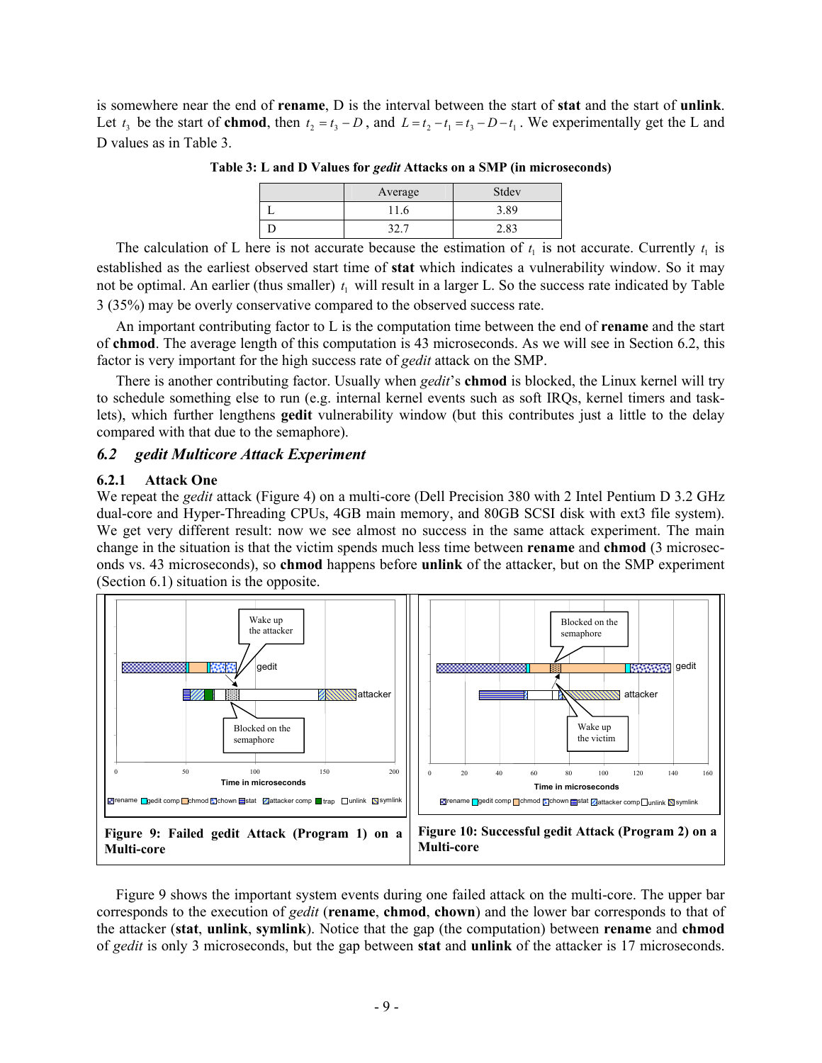is somewhere near the end of **rename**, D is the interval between the start of **stat** and the start of **unlink**. Let $t_3$ be the start of **chmod**, then $t_2 = t_3 - D$, and $L = t_2 - t_1 = t_3 - D - t_1$. We experimentally get the L and D values as in Table 3.

**Table 3: L and D Values for *gedit* Attacks on a SMP (in microseconds)**

| | Average | Stdev |
|---|---|---|
| L | 11.6 | 3.89 |
| D | 32.7 | 2.83 |

The calculation of L here is not accurate because the estimation of $t_1$ is not accurate. Currently $t_1$ is established as the earliest observed start time of **stat** which indicates a vulnerability window. So it may not be optimal. An earlier (thus smaller) $t_1$ will result in a larger L. So the success rate indicated by Table 3 (35%) may be overly conservative compared to the observed success rate.

An important contributing factor to L is the computation time between the end of **rename** and the start of **chmod**. The average length of this computation is 43 microseconds. As we will see in Section 6.2, this factor is very important for the high success rate of *gedit* attack on the SMP.

There is another contributing factor. Usually when *gedit*'s **chmod** is blocked, the Linux kernel will try to schedule something else to run (e.g. internal kernel events such as soft IRQs, kernel timers and tasklets), which further lengthens **gedit** vulnerability window (but this contributes just a little to the delay compared with that due to the semaphore).

## *6.2 gedit Multicore Attack Experiment*

### 6.2.1 Attack One

We repeat the *gedit* attack (Figure 4) on a multi-core (Dell Precision 380 with 2 Intel Pentium D 3.2 GHz dual-core and Hyper-Threading CPUs, 4GB main memory, and 80GB SCSI disk with ext3 file system). We get very different result: now we see almost no success in the same attack experiment. The main change in the situation is that the victim spends much less time between **rename** and **chmod** (3 microseconds vs. 43 microseconds), so **chmod** happens before **unlink** of the attacker, but on the SMP experiment (Section 6.1) situation is the opposite.

**Figure 9: Failed gedit Attack (Program 1) on a Multi-core**

**Figure 10: Successful gedit Attack (Program 2) on a Multi-core**

Figure 9 shows the important system events during one failed attack on the multi-core. The upper bar corresponds to the execution of *gedit* (**rename**, **chmod**, **chown**) and the lower bar corresponds to that of the attacker (**stat**, **unlink**, **symlink**). Notice that the gap (the computation) between **rename** and **chmod** of *gedit* is only 3 microseconds, but the gap between **stat** and **unlink** of the attacker is 17 microseconds.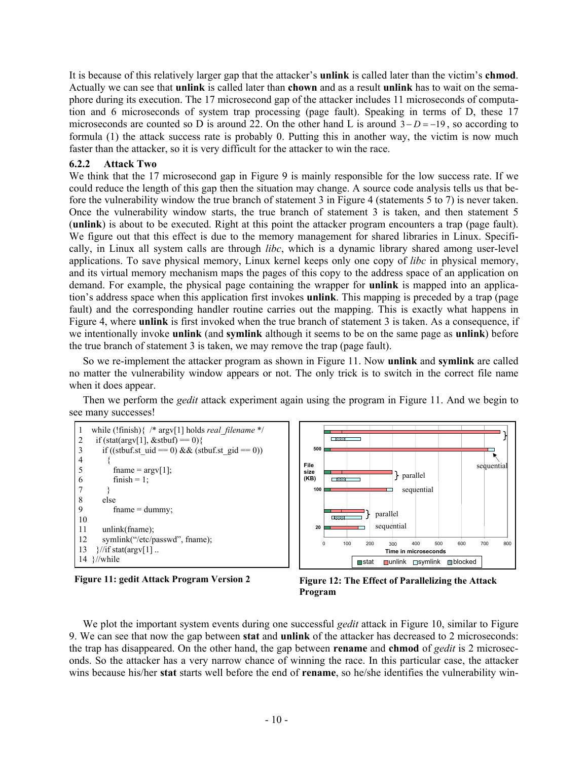It is because of this relatively larger gap that the attacker's **unlink** is called later than the victim's **chmod**. Actually we can see that **unlink** is called later than **chown** and as a result **unlink** has to wait on the semaphore during its execution. The 17 microsecond gap of the attacker includes 11 microseconds of computation and 6 microseconds of system trap processing (page fault). Speaking in terms of D, these 17 microseconds are counted so D is around 22. On the other hand L is around $3 - D = -19$, so according to formula (1) the attack success rate is probably 0. Putting this in another way, the victim is now much faster than the attacker, so it is very difficult for the attacker to win the race.

### 6.2.2 Attack Two

We think that the 17 microsecond gap in Figure 9 is mainly responsible for the low success rate. If we could reduce the length of this gap then the situation may change. A source code analysis tells us that before the vulnerability window the true branch of statement 3 in Figure 4 (statements 5 to 7) is never taken. Once the vulnerability window starts, the true branch of statement 3 is taken, and then statement 5 (**unlink**) is about to be executed. Right at this point the attacker program encounters a trap (page fault). We figure out that this effect is due to the memory management for shared libraries in Linux. Specifically, in Linux all system calls are through *libc*, which is a dynamic library shared among user-level applications. To save physical memory, Linux kernel keeps only one copy of *libc* in physical memory, and its virtual memory mechanism maps the pages of this copy to the address space of an application on demand. For example, the physical page containing the wrapper for **unlink** is mapped into an application's address space when this application first invokes **unlink**. This mapping is preceded by a trap (page fault) and the corresponding handler routine carries out the mapping. This is exactly what happens in Figure 4, where **unlink** is first invoked when the true branch of statement 3 is taken. As a consequence, if we intentionally invoke **unlink** (and **symlink** although it seems to be on the same page as **unlink**) before the true branch of statement 3 is taken, we may remove the trap (page fault).

So we re-implement the attacker program as shown in Figure 11. Now **unlink** and **symlink** are called no matter the vulnerability window appears or not. The only trick is to switch in the correct file name when it does appear.

Then we perform the *gedit* attack experiment again using the program in Figure 11. And we begin to see many successes!

```
1   while (!finish){  /* argv[1] holds real_filename */
2     if (stat(argv[1], &stbuf) == 0){
3       if ((stbuf.st_uid == 0) && (stbuf.st_gid == 0))
4         {
5           fname = argv[1];
6           finish = 1;
7         }
8       else
9           fname = dummy;
10
11      unlink(fname);
12      symlink("/etc/passwd", fname);
13    }//if stat(argv[1] ..
14  }//while
```

**Figure 11: gedit Attack Program Version 2**

**Figure 12: The Effect of Parallelizing the Attack Program**

We plot the important system events during one successful *gedit* attack in Figure 10, similar to Figure 9. We can see that now the gap between **stat** and **unlink** of the attacker has decreased to 2 microseconds: the trap has disappeared. On the other hand, the gap between **rename** and **chmod** of *gedit* is 2 microseconds. So the attacker has a very narrow chance of winning the race. In this particular case, the attacker wins because his/her **stat** starts well before the end of **rename**, so he/she identifies the vulnerability win-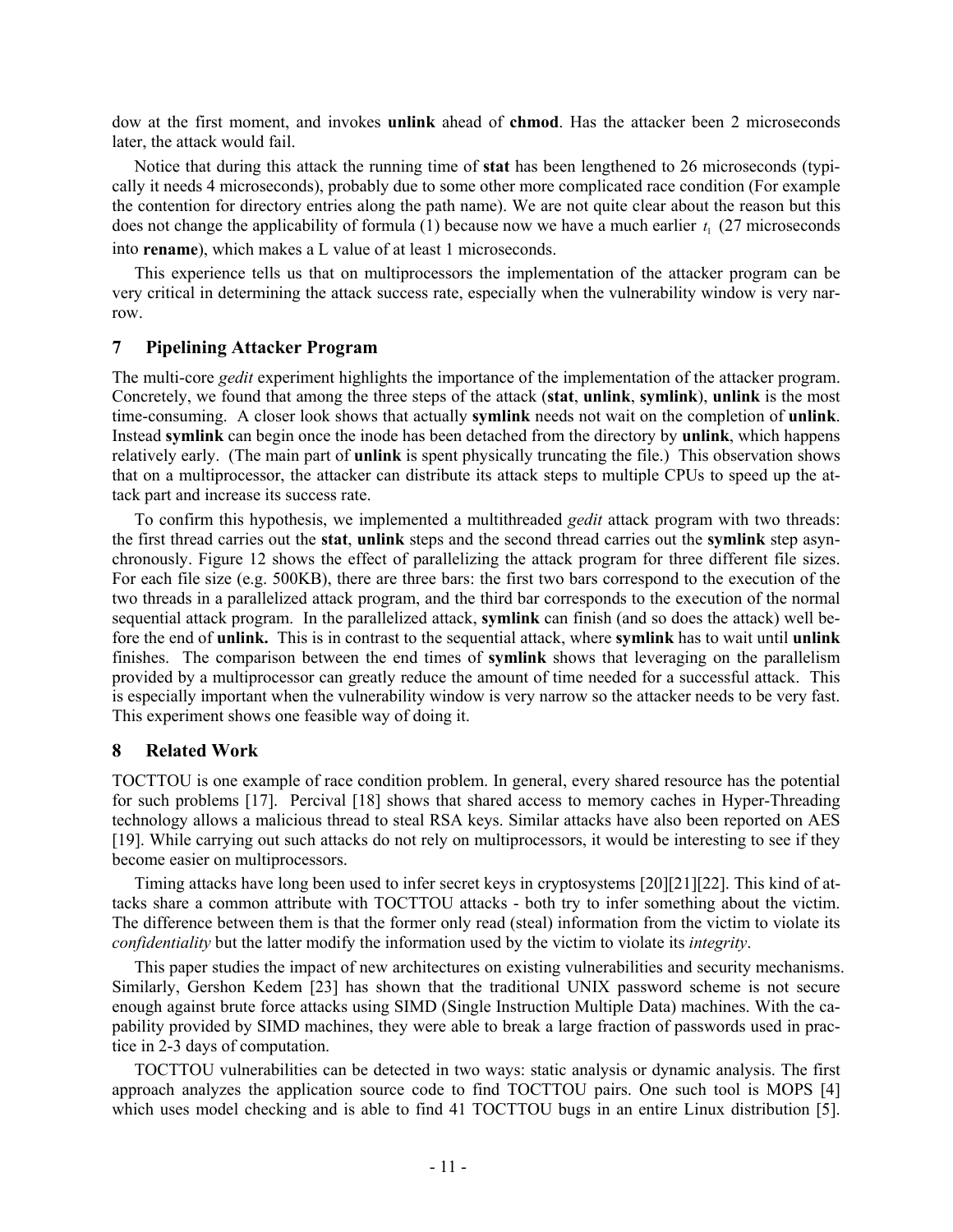dow at the first moment, and invokes **unlink** ahead of **chmod**. Has the attacker been 2 microseconds later, the attack would fail.

Notice that during this attack the running time of **stat** has been lengthened to 26 microseconds (typically it needs 4 microseconds), probably due to some other more complicated race condition (For example the contention for directory entries along the path name). We are not quite clear about the reason but this does not change the applicability of formula (1) because now we have a much earlier $t_1$ (27 microseconds into **rename**), which makes a L value of at least 1 microseconds.

This experience tells us that on multiprocessors the implementation of the attacker program can be very critical in determining the attack success rate, especially when the vulnerability window is very narrow.

## 7 Pipelining Attacker Program

The multi-core *gedit* experiment highlights the importance of the implementation of the attacker program. Concretely, we found that among the three steps of the attack (**stat**, **unlink**, **symlink**), **unlink** is the most time-consuming. A closer look shows that actually **symlink** needs not wait on the completion of **unlink**. Instead **symlink** can begin once the inode has been detached from the directory by **unlink**, which happens relatively early. (The main part of **unlink** is spent physically truncating the file.) This observation shows that on a multiprocessor, the attacker can distribute its attack steps to multiple CPUs to speed up the attack part and increase its success rate.

To confirm this hypothesis, we implemented a multithreaded *gedit* attack program with two threads: the first thread carries out the **stat**, **unlink** steps and the second thread carries out the **symlink** step asynchronously. Figure 12 shows the effect of parallelizing the attack program for three different file sizes. For each file size (e.g. 500KB), there are three bars: the first two bars correspond to the execution of the two threads in a parallelized attack program, and the third bar corresponds to the execution of the normal sequential attack program. In the parallelized attack, **symlink** can finish (and so does the attack) well before the end of **unlink.** This is in contrast to the sequential attack, where **symlink** has to wait until **unlink** finishes. The comparison between the end times of **symlink** shows that leveraging on the parallelism provided by a multiprocessor can greatly reduce the amount of time needed for a successful attack. This is especially important when the vulnerability window is very narrow so the attacker needs to be very fast. This experiment shows one feasible way of doing it.

## 8 Related Work

TOCTTOU is one example of race condition problem. In general, every shared resource has the potential for such problems [17]. Percival [18] shows that shared access to memory caches in Hyper-Threading technology allows a malicious thread to steal RSA keys. Similar attacks have also been reported on AES [19]. While carrying out such attacks do not rely on multiprocessors, it would be interesting to see if they become easier on multiprocessors.

Timing attacks have long been used to infer secret keys in cryptosystems [20][21][22]. This kind of attacks share a common attribute with TOCTTOU attacks - both try to infer something about the victim. The difference between them is that the former only read (steal) information from the victim to violate its *confidentiality* but the latter modify the information used by the victim to violate its *integrity*.

This paper studies the impact of new architectures on existing vulnerabilities and security mechanisms. Similarly, Gershon Kedem [23] has shown that the traditional UNIX password scheme is not secure enough against brute force attacks using SIMD (Single Instruction Multiple Data) machines. With the capability provided by SIMD machines, they were able to break a large fraction of passwords used in practice in 2-3 days of computation.

TOCTTOU vulnerabilities can be detected in two ways: static analysis or dynamic analysis. The first approach analyzes the application source code to find TOCTTOU pairs. One such tool is MOPS [4] which uses model checking and is able to find 41 TOCTTOU bugs in an entire Linux distribution [5].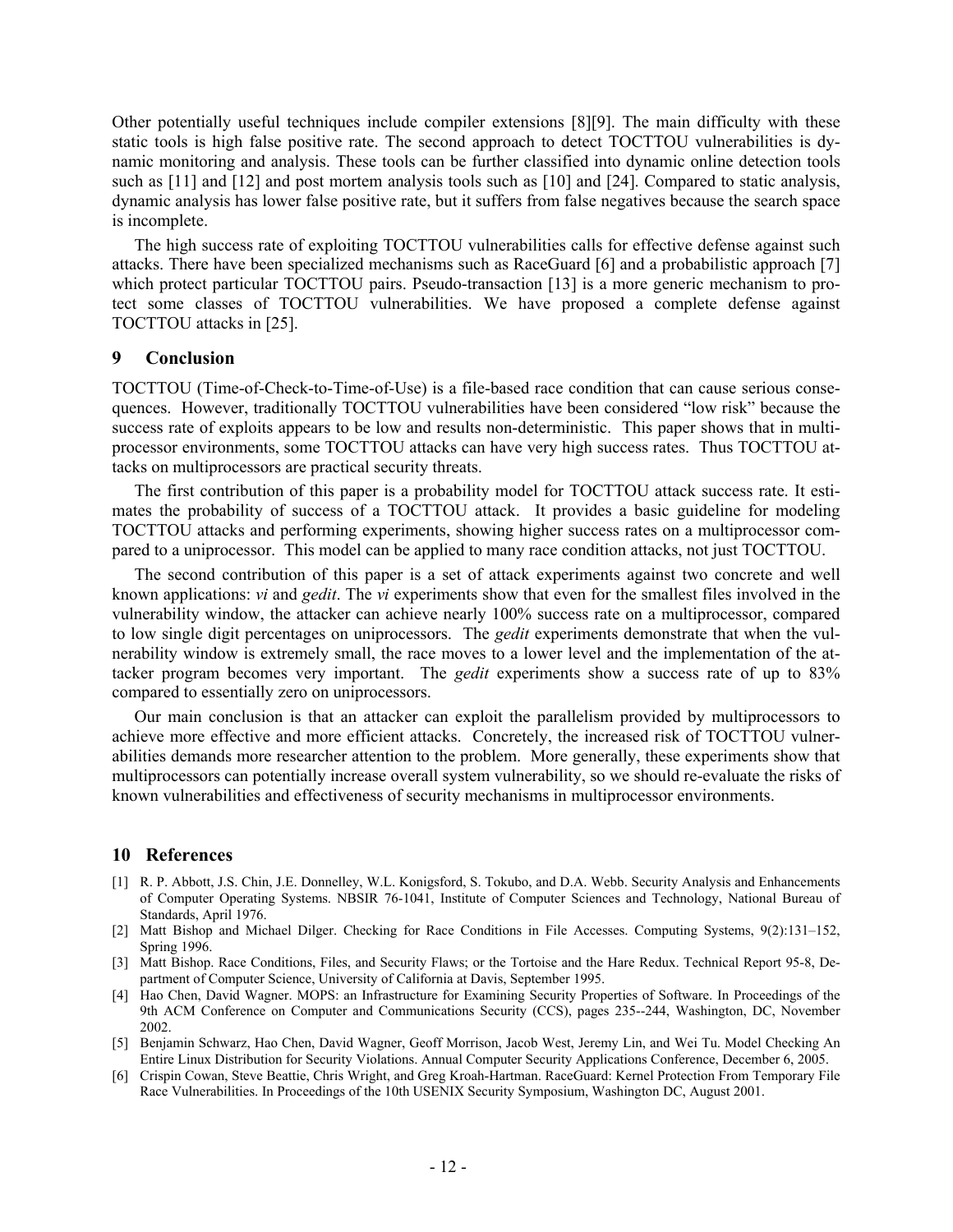Other potentially useful techniques include compiler extensions [8][9]. The main difficulty with these static tools is high false positive rate. The second approach to detect TOCTTOU vulnerabilities is dynamic monitoring and analysis. These tools can be further classified into dynamic online detection tools such as [11] and [12] and post mortem analysis tools such as [10] and [24]. Compared to static analysis, dynamic analysis has lower false positive rate, but it suffers from false negatives because the search space is incomplete.

The high success rate of exploiting TOCTTOU vulnerabilities calls for effective defense against such attacks. There have been specialized mechanisms such as RaceGuard [6] and a probabilistic approach [7] which protect particular TOCTTOU pairs. Pseudo-transaction [13] is a more generic mechanism to protect some classes of TOCTTOU vulnerabilities. We have proposed a complete defense against TOCTTOU attacks in [25].

## 9 Conclusion

TOCTTOU (Time-of-Check-to-Time-of-Use) is a file-based race condition that can cause serious consequences. However, traditionally TOCTTOU vulnerabilities have been considered "low risk" because the success rate of exploits appears to be low and results non-deterministic. This paper shows that in multiprocessor environments, some TOCTTOU attacks can have very high success rates. Thus TOCTTOU attacks on multiprocessors are practical security threats.

The first contribution of this paper is a probability model for TOCTTOU attack success rate. It estimates the probability of success of a TOCTTOU attack. It provides a basic guideline for modeling TOCTTOU attacks and performing experiments, showing higher success rates on a multiprocessor compared to a uniprocessor. This model can be applied to many race condition attacks, not just TOCTTOU.

The second contribution of this paper is a set of attack experiments against two concrete and well known applications: *vi* and *gedit*. The *vi* experiments show that even for the smallest files involved in the vulnerability window, the attacker can achieve nearly 100% success rate on a multiprocessor, compared to low single digit percentages on uniprocessors. The *gedit* experiments demonstrate that when the vulnerability window is extremely small, the race moves to a lower level and the implementation of the attacker program becomes very important. The *gedit* experiments show a success rate of up to 83% compared to essentially zero on uniprocessors.

Our main conclusion is that an attacker can exploit the parallelism provided by multiprocessors to achieve more effective and more efficient attacks. Concretely, the increased risk of TOCTTOU vulnerabilities demands more researcher attention to the problem. More generally, these experiments show that multiprocessors can potentially increase overall system vulnerability, so we should re-evaluate the risks of known vulnerabilities and effectiveness of security mechanisms in multiprocessor environments.

## 10 References

[1] R. P. Abbott, J.S. Chin, J.E. Donnelley, W.L. Konigsford, S. Tokubo, and D.A. Webb. Security Analysis and Enhancements of Computer Operating Systems. NBSIR 76-1041, Institute of Computer Sciences and Technology, National Bureau of Standards, April 1976.

[2] Matt Bishop and Michael Dilger. Checking for Race Conditions in File Accesses. Computing Systems, 9(2):131–152, Spring 1996.

[3] Matt Bishop. Race Conditions, Files, and Security Flaws; or the Tortoise and the Hare Redux. Technical Report 95-8, Department of Computer Science, University of California at Davis, September 1995.

[4] Hao Chen, David Wagner. MOPS: an Infrastructure for Examining Security Properties of Software. In Proceedings of the 9th ACM Conference on Computer and Communications Security (CCS), pages 235--244, Washington, DC, November 2002.

[5] Benjamin Schwarz, Hao Chen, David Wagner, Geoff Morrison, Jacob West, Jeremy Lin, and Wei Tu. Model Checking An Entire Linux Distribution for Security Violations. Annual Computer Security Applications Conference, December 6, 2005.

[6] Crispin Cowan, Steve Beattie, Chris Wright, and Greg Kroah-Hartman. RaceGuard: Kernel Protection From Temporary File Race Vulnerabilities. In Proceedings of the 10th USENIX Security Symposium, Washington DC, August 2001.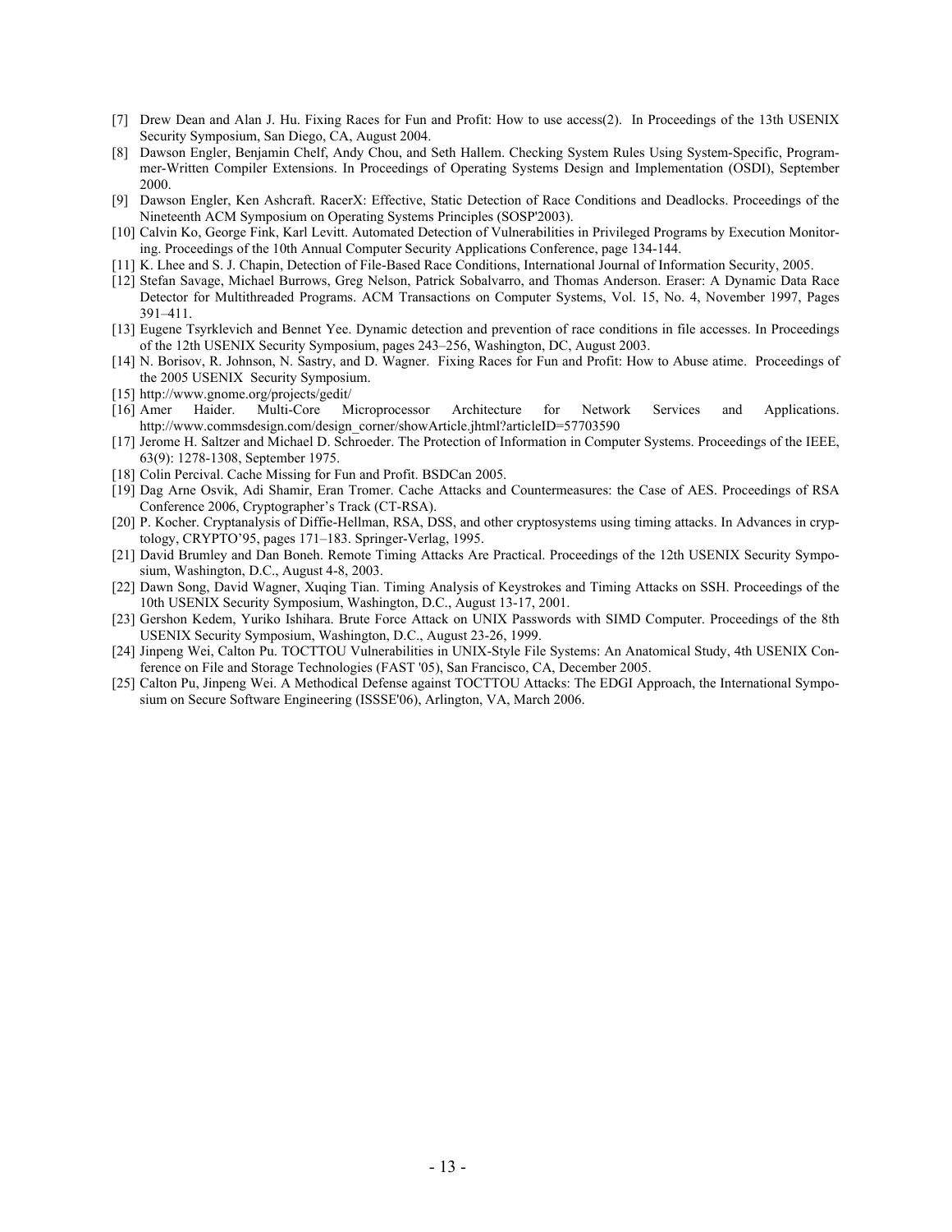[7] Drew Dean and Alan J. Hu. Fixing Races for Fun and Profit: How to use access(2). In Proceedings of the 13th USENIX Security Symposium, San Diego, CA, August 2004.

[8] Dawson Engler, Benjamin Chelf, Andy Chou, and Seth Hallem. Checking System Rules Using System-Specific, Programmer-Written Compiler Extensions. In Proceedings of Operating Systems Design and Implementation (OSDI), September 2000.

[9] Dawson Engler, Ken Ashcraft. RacerX: Effective, Static Detection of Race Conditions and Deadlocks. Proceedings of the Nineteenth ACM Symposium on Operating Systems Principles (SOSP'2003).

[10] Calvin Ko, George Fink, Karl Levitt. Automated Detection of Vulnerabilities in Privileged Programs by Execution Monitoring. Proceedings of the 10th Annual Computer Security Applications Conference, page 134-144.

[11] K. Lhee and S. J. Chapin, Detection of File-Based Race Conditions, International Journal of Information Security, 2005.

[12] Stefan Savage, Michael Burrows, Greg Nelson, Patrick Sobalvarro, and Thomas Anderson. Eraser: A Dynamic Data Race Detector for Multithreaded Programs. ACM Transactions on Computer Systems, Vol. 15, No. 4, November 1997, Pages 391–411.

[13] Eugene Tsyrklevich and Bennet Yee. Dynamic detection and prevention of race conditions in file accesses. In Proceedings of the 12th USENIX Security Symposium, pages 243–256, Washington, DC, August 2003.

[14] N. Borisov, R. Johnson, N. Sastry, and D. Wagner. Fixing Races for Fun and Profit: How to Abuse atime. Proceedings of the 2005 USENIX Security Symposium.

[15] http://www.gnome.org/projects/gedit/

[16] Amer Haider. Multi-Core Microprocessor Architecture for Network Services and Applications. http://www.commsdesign.com/design_corner/showArticle.jhtml?articleID=57703590

[17] Jerome H. Saltzer and Michael D. Schroeder. The Protection of Information in Computer Systems. Proceedings of the IEEE, 63(9): 1278-1308, September 1975.

[18] Colin Percival. Cache Missing for Fun and Profit. BSDCan 2005.

[19] Dag Arne Osvik, Adi Shamir, Eran Tromer. Cache Attacks and Countermeasures: the Case of AES. Proceedings of RSA Conference 2006, Cryptographer's Track (CT-RSA).

[20] P. Kocher. Cryptanalysis of Diffie-Hellman, RSA, DSS, and other cryptosystems using timing attacks. In Advances in cryptology, CRYPTO'95, pages 171–183. Springer-Verlag, 1995.

[21] David Brumley and Dan Boneh. Remote Timing Attacks Are Practical. Proceedings of the 12th USENIX Security Symposium, Washington, D.C., August 4-8, 2003.

[22] Dawn Song, David Wagner, Xuqing Tian. Timing Analysis of Keystrokes and Timing Attacks on SSH. Proceedings of the 10th USENIX Security Symposium, Washington, D.C., August 13-17, 2001.

[23] Gershon Kedem, Yuriko Ishihara. Brute Force Attack on UNIX Passwords with SIMD Computer. Proceedings of the 8th USENIX Security Symposium, Washington, D.C., August 23-26, 1999.

[24] Jinpeng Wei, Calton Pu. TOCTTOU Vulnerabilities in UNIX-Style File Systems: An Anatomical Study, 4th USENIX Conference on File and Storage Technologies (FAST '05), San Francisco, CA, December 2005.

[25] Calton Pu, Jinpeng Wei. A Methodical Defense against TOCTTOU Attacks: The EDGI Approach, the International Symposium on Secure Software Engineering (ISSSE'06), Arlington, VA, March 2006.